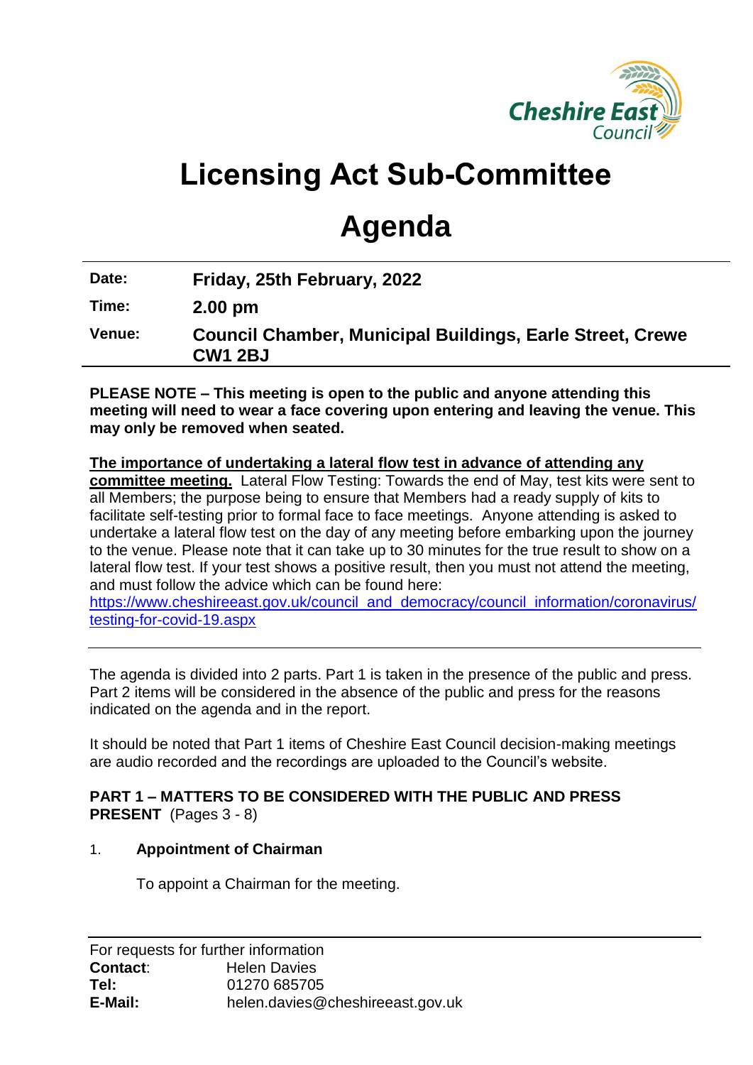# Licensing Act Sub-Committee

# Agenda

| | |
|---|---|
| **Date:** | **Friday, 25th February, 2022** |
| **Time:** | **2.00 pm** |
| **Venue:** | **Council Chamber, Municipal Buildings, Earle Street, Crewe CW1 2BJ** |

**PLEASE NOTE – This meeting is open to the public and anyone attending this meeting will need to wear a face covering upon entering and leaving the venue. This may only be removed when seated.**

**The importance of undertaking a lateral flow test in advance of attending any committee meeting.** Lateral Flow Testing: Towards the end of May, test kits were sent to all Members; the purpose being to ensure that Members had a ready supply of kits to facilitate self-testing prior to formal face to face meetings. Anyone attending is asked to undertake a lateral flow test on the day of any meeting before embarking upon the journey to the venue. Please note that it can take up to 30 minutes for the true result to show on a lateral flow test. If your test shows a positive result, then you must not attend the meeting, and must follow the advice which can be found here: https://www.cheshireeast.gov.uk/council_and_democracy/council_information/coronavirus/testing-for-covid-19.aspx

---

The agenda is divided into 2 parts. Part 1 is taken in the presence of the public and press. Part 2 items will be considered in the absence of the public and press for the reasons indicated on the agenda and in the report.

It should be noted that Part 1 items of Cheshire East Council decision-making meetings are audio recorded and the recordings are uploaded to the Council's website.

**PART 1 – MATTERS TO BE CONSIDERED WITH THE PUBLIC AND PRESS PRESENT** (Pages 3 - 8)

1. **Appointment of Chairman**

   To appoint a Chairman for the meeting.

---

For requests for further information
**Contact**: Helen Davies
**Tel:** 01270 685705
**E-Mail:** helen.davies@cheshireeast.gov.uk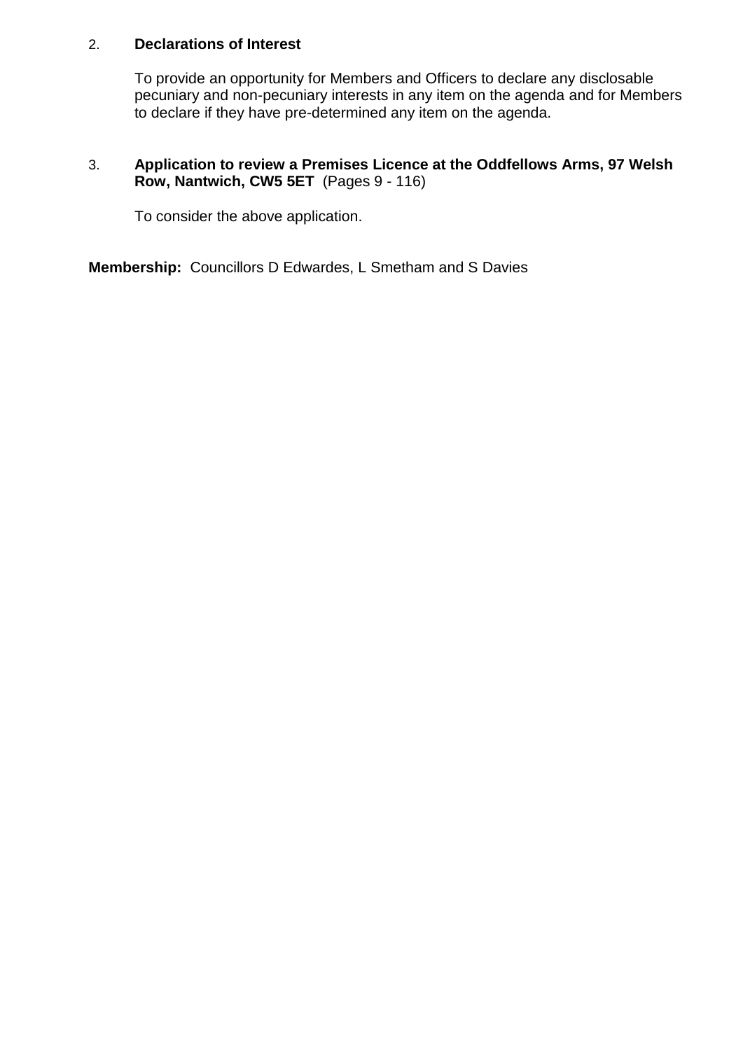2. **Declarations of Interest**

   To provide an opportunity for Members and Officers to declare any disclosable pecuniary and non-pecuniary interests in any item on the agenda and for Members to declare if they have pre-determined any item on the agenda.

3. **Application to review a Premises Licence at the Oddfellows Arms, 97 Welsh Row, Nantwich, CW5 5ET** (Pages 9 - 116)

   To consider the above application.

**Membership:** Councillors D Edwardes, L Smetham and S Davies